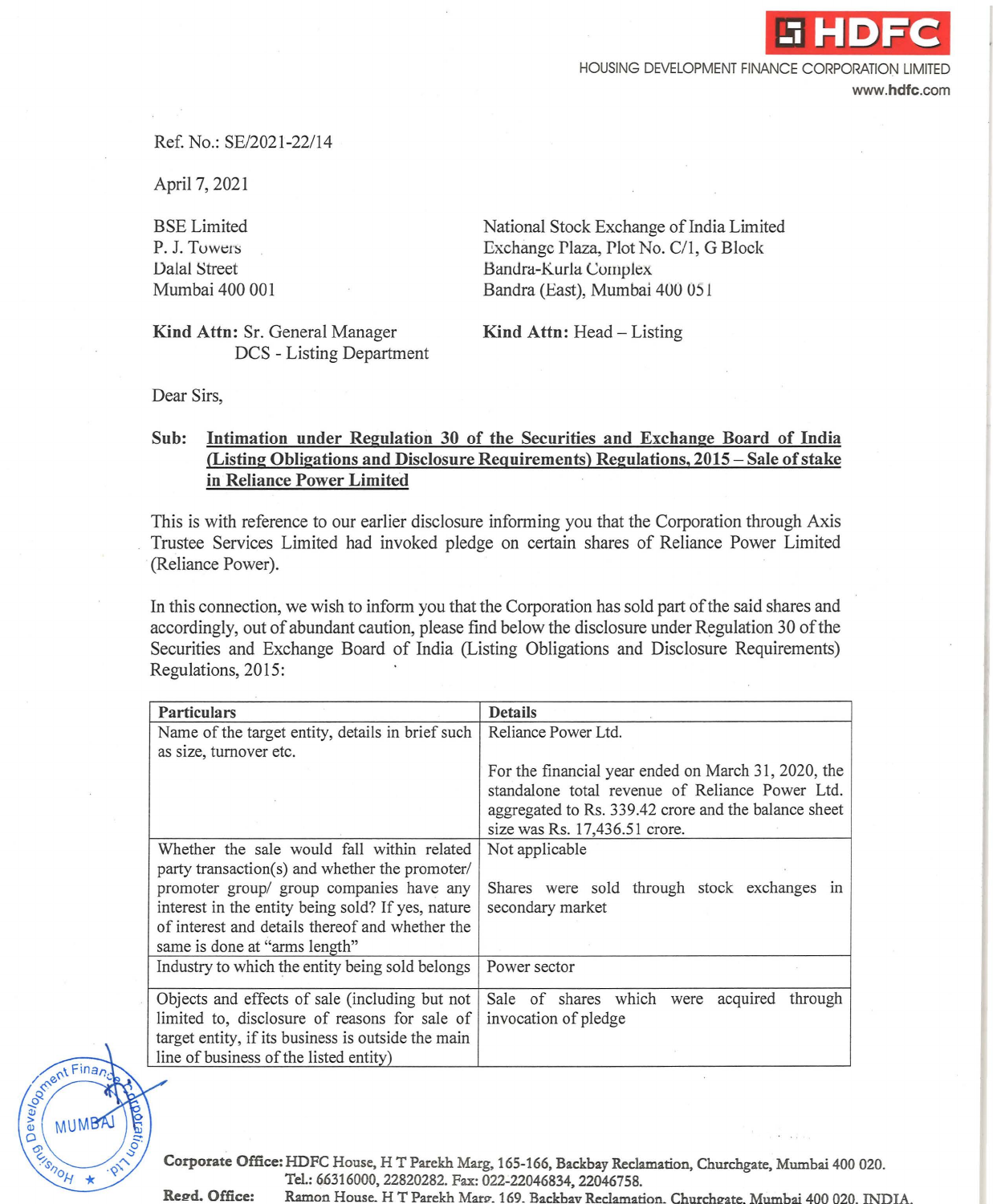**HDFC**

HOUSING DEVELOPMENT FINANCE CORPORATION LIMITED

www.hdfc.com

Ref. No.: SE/2021-22/14

April 7, 2021

BSE Limited
P. J. Towers
Dalal Street
Mumbai 400 001

**Kind Attn:** Sr. General Manager
DCS - Listing Department

National Stock Exchange of India Limited
Exchange Plaza, Plot No. C/1, G Block
Bandra-Kurla Complex
Bandra (East), Mumbai 400 051

**Kind Attn:** Head – Listing

Dear Sirs,

**Sub: Intimation under Regulation 30 of the Securities and Exchange Board of India (Listing Obligations and Disclosure Requirements) Regulations, 2015 – Sale of stake in Reliance Power Limited**

This is with reference to our earlier disclosure informing you that the Corporation through Axis Trustee Services Limited had invoked pledge on certain shares of Reliance Power Limited (Reliance Power).

In this connection, we wish to inform you that the Corporation has sold part of the said shares and accordingly, out of abundant caution, please find below the disclosure under Regulation 30 of the Securities and Exchange Board of India (Listing Obligations and Disclosure Requirements) Regulations, 2015:

| Particulars | Details |
|---|---|
| Name of the target entity, details in brief such as size, turnover etc. | Reliance Power Ltd.<br><br>For the financial year ended on March 31, 2020, the standalone total revenue of Reliance Power Ltd. aggregated to Rs. 339.42 crore and the balance sheet size was Rs. 17,436.51 crore. |
| Whether the sale would fall within related party transaction(s) and whether the promoter/ promoter group/ group companies have any interest in the entity being sold? If yes, nature of interest and details thereof and whether the same is done at "arms length" | Not applicable<br><br>Shares were sold through stock exchanges in secondary market |
| Industry to which the entity being sold belongs | Power sector |
| Objects and effects of sale (including but not limited to, disclosure of reasons for sale of target entity, if its business is outside the main line of business of the listed entity) | Sale of shares which were acquired through invocation of pledge |

**Corporate Office:** HDFC House, H T Parekh Marg, 165-166, Backbay Reclamation, Churchgate, Mumbai 400 020.
Tel.: 66316000, 22820282. Fax: 022-22046834, 22046758.

**Regd. Office:** Ramon House, H T Parekh Marg, 169, Backbay Reclamation, Churchgate, Mumbai 400 020, INDIA.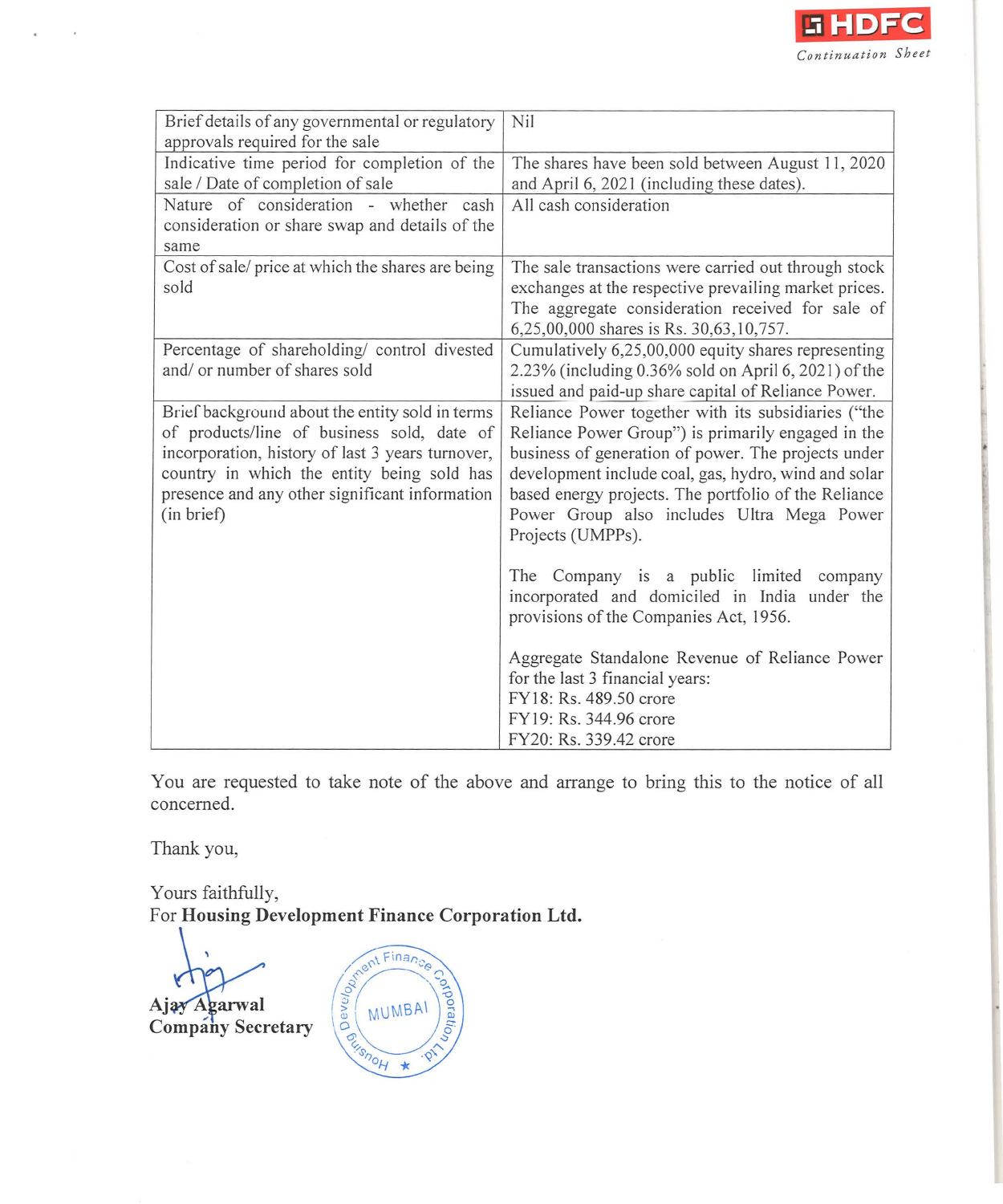| | |
|---|---|
| Brief details of any governmental or regulatory approvals required for the sale | Nil |
| Indicative time period for completion of the sale / Date of completion of sale | The shares have been sold between August 11, 2020 and April 6, 2021 (including these dates). |
| Nature of consideration - whether cash consideration or share swap and details of the same | All cash consideration |
| Cost of sale/ price at which the shares are being sold | The sale transactions were carried out through stock exchanges at the respective prevailing market prices. The aggregate consideration received for sale of 6,25,00,000 shares is Rs. 30,63,10,757. |
| Percentage of shareholding/ control divested and/ or number of shares sold | Cumulatively 6,25,00,000 equity shares representing 2.23% (including 0.36% sold on April 6, 2021) of the issued and paid-up share capital of Reliance Power. |
| Brief background about the entity sold in terms of products/line of business sold, date of incorporation, history of last 3 years turnover, country in which the entity being sold has presence and any other significant information (in brief) | Reliance Power together with its subsidiaries ("the Reliance Power Group") is primarily engaged in the business of generation of power. The projects under development include coal, gas, hydro, wind and solar based energy projects. The portfolio of the Reliance Power Group also includes Ultra Mega Power Projects (UMPPs).<br><br>The Company is a public limited company incorporated and domiciled in India under the provisions of the Companies Act, 1956.<br><br>Aggregate Standalone Revenue of Reliance Power for the last 3 financial years:<br>FY18: Rs. 489.50 crore<br>FY19: Rs. 344.96 crore<br>FY20: Rs. 339.42 crore |

You are requested to take note of the above and arrange to bring this to the notice of all concerned.

Thank you,

Yours faithfully,
For **Housing Development Finance Corporation Ltd.**

**Ajay Agarwal**
**Company Secretary**

Housing Development Finance Corporation Ltd. MUMBAI